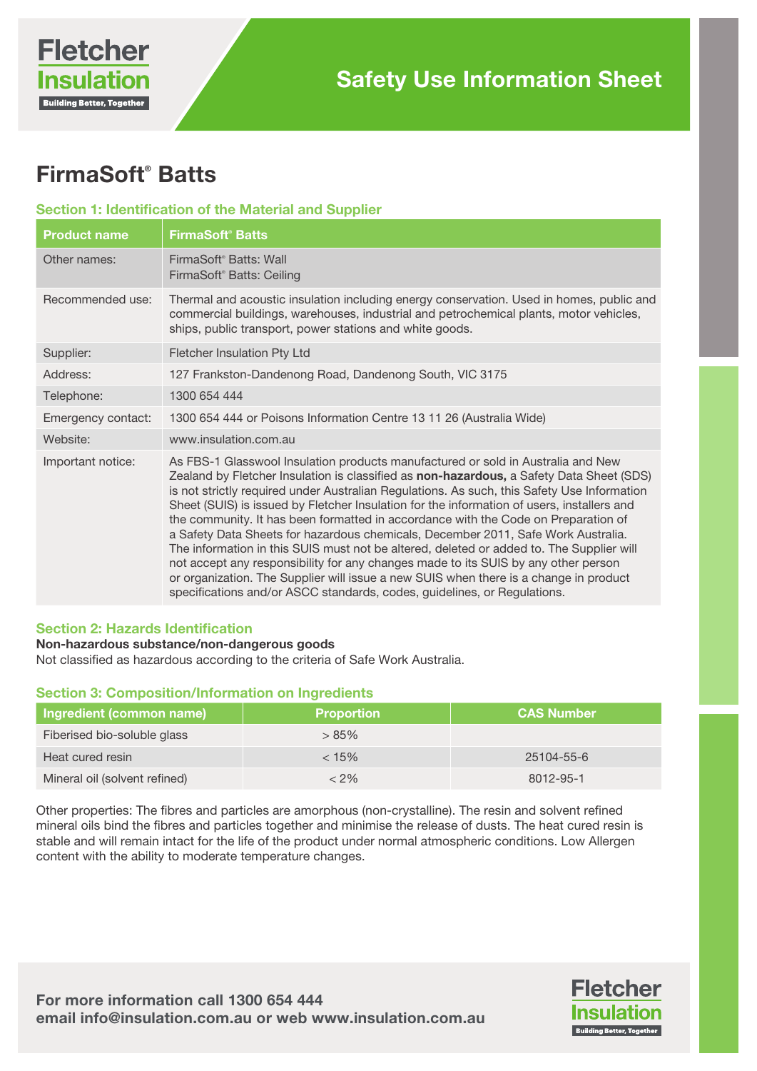Fletcher Insulation

Building Better, Together

# Safety Use Information Sheet

## FirmaSoft® Batts

### Section 1: Identification of the Material and Supplier

| Product name | FirmaSoft® Batts |
|---|---|
| Other names: | FirmaSoft® Batts: Wall<br>FirmaSoft® Batts: Ceiling |
| Recommended use: | Thermal and acoustic insulation including energy conservation. Used in homes, public and commercial buildings, warehouses, industrial and petrochemical plants, motor vehicles, ships, public transport, power stations and white goods. |
| Supplier: | Fletcher Insulation Pty Ltd |
| Address: | 127 Frankston-Dandenong Road, Dandenong South, VIC 3175 |
| Telephone: | 1300 654 444 |
| Emergency contact: | 1300 654 444 or Poisons Information Centre 13 11 26 (Australia Wide) |
| Website: | www.insulation.com.au |
| Important notice: | As FBS-1 Glasswool Insulation products manufactured or sold in Australia and New Zealand by Fletcher Insulation is classified as **non-hazardous,** a Safety Data Sheet (SDS) is not strictly required under Australian Regulations. As such, this Safety Use Information Sheet (SUIS) is issued by Fletcher Insulation for the information of users, installers and the community. It has been formatted in accordance with the Code on Preparation of a Safety Data Sheets for hazardous chemicals, December 2011, Safe Work Australia. The information in this SUIS must not be altered, deleted or added to. The Supplier will not accept any responsibility for any changes made to its SUIS by any other person or organization. The Supplier will issue a new SUIS when there is a change in product specifications and/or ASCC standards, codes, guidelines, or Regulations. |

### Section 2: Hazards Identification

**Non-hazardous substance/non-dangerous goods**

Not classified as hazardous according to the criteria of Safe Work Australia.

### Section 3: Composition/Information on Ingredients

| Ingredient (common name) | Proportion | CAS Number |
|---|---|---|
| Fiberised bio-soluble glass | > 85% | |
| Heat cured resin | < 15% | 25104-55-6 |
| Mineral oil (solvent refined) | < 2% | 8012-95-1 |

Other properties: The fibres and particles are amorphous (non-crystalline). The resin and solvent refined mineral oils bind the fibres and particles together and minimise the release of dusts. The heat cured resin is stable and will remain intact for the life of the product under normal atmospheric conditions. Low Allergen content with the ability to moderate temperature changes.

**For more information call 1300 654 444**
**email info@insulation.com.au or web www.insulation.com.au**

Fletcher Insulation

Building Better, Together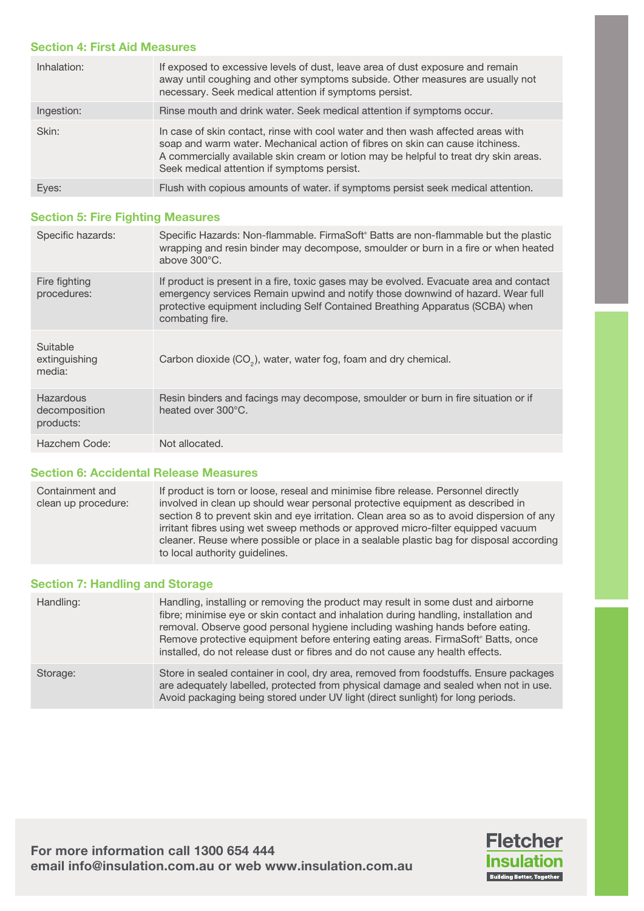## Section 4: First Aid Measures

| | |
|---|---|
| Inhalation: | If exposed to excessive levels of dust, leave area of dust exposure and remain away until coughing and other symptoms subside. Other measures are usually not necessary. Seek medical attention if symptoms persist. |
| Ingestion: | Rinse mouth and drink water. Seek medical attention if symptoms occur. |
| Skin: | In case of skin contact, rinse with cool water and then wash affected areas with soap and warm water. Mechanical action of fibres on skin can cause itchiness. A commercially available skin cream or lotion may be helpful to treat dry skin areas. Seek medical attention if symptoms persist. |
| Eyes: | Flush with copious amounts of water. if symptoms persist seek medical attention. |

## Section 5: Fire Fighting Measures

| | |
|---|---|
| Specific hazards: | Specific Hazards: Non-flammable. FirmaSoft® Batts are non-flammable but the plastic wrapping and resin binder may decompose, smoulder or burn in a fire or when heated above 300°C. |
| Fire fighting procedures: | If product is present in a fire, toxic gases may be evolved. Evacuate area and contact emergency services Remain upwind and notify those downwind of hazard. Wear full protective equipment including Self Contained Breathing Apparatus (SCBA) when combating fire. |
| Suitable extinguishing media: | Carbon dioxide ($CO_2$), water, water fog, foam and dry chemical. |
| Hazardous decomposition products: | Resin binders and facings may decompose, smoulder or burn in fire situation or if heated over 300°C. |
| Hazchem Code: | Not allocated. |

## Section 6: Accidental Release Measures

| | |
|---|---|
| Containment and clean up procedure: | If product is torn or loose, reseal and minimise fibre release. Personnel directly involved in clean up should wear personal protective equipment as described in section 8 to prevent skin and eye irritation. Clean area so as to avoid dispersion of any irritant fibres using wet sweep methods or approved micro-filter equipped vacuum cleaner. Reuse where possible or place in a sealable plastic bag for disposal according to local authority guidelines. |

## Section 7: Handling and Storage

| | |
|---|---|
| Handling: | Handling, installing or removing the product may result in some dust and airborne fibre; minimise eye or skin contact and inhalation during handling, installation and removal. Observe good personal hygiene including washing hands before eating. Remove protective equipment before entering eating areas. FirmaSoft® Batts, once installed, do not release dust or fibres and do not cause any health effects. |
| Storage: | Store in sealed container in cool, dry area, removed from foodstuffs. Ensure packages are adequately labelled, protected from physical damage and sealed when not in use. Avoid packaging being stored under UV light (direct sunlight) for long periods. |

**For more information call 1300 654 444**
**email info@insulation.com.au or web www.insulation.com.au**

Fletcher Insulation
Building Better, Together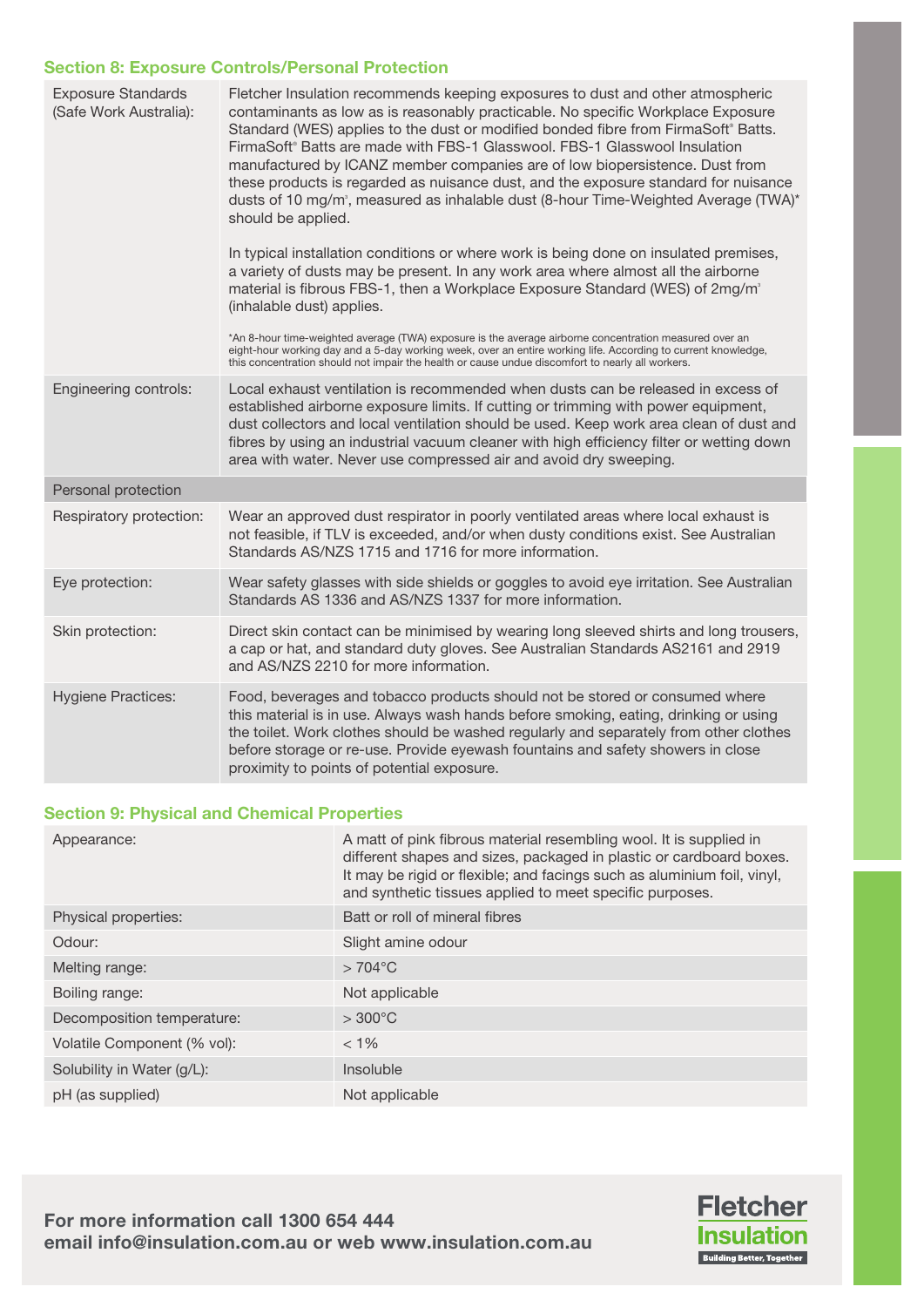## Section 8: Exposure Controls/Personal Protection

| | |
|---|---|
| Exposure Standards (Safe Work Australia): | Fletcher Insulation recommends keeping exposures to dust and other atmospheric contaminants as low as is reasonably practicable. No specific Workplace Exposure Standard (WES) applies to the dust or modified bonded fibre from FirmaSoft® Batts. FirmaSoft® Batts are made with FBS-1 Glasswool. FBS-1 Glasswool Insulation manufactured by ICANZ member companies are of low biopersistence. Dust from these products is regarded as nuisance dust, and the exposure standard for nuisance dusts of 10 mg/m³, measured as inhalable dust (8-hour Time-Weighted Average (TWA)* should be applied.<br><br>In typical installation conditions or where work is being done on insulated premises, a variety of dusts may be present. In any work area where almost all the airborne material is fibrous FBS-1, then a Workplace Exposure Standard (WES) of 2mg/m³ (inhalable dust) applies.<br><br>*An 8-hour time-weighted average (TWA) exposure is the average airborne concentration measured over an eight-hour working day and a 5-day working week, over an entire working life. According to current knowledge, this concentration should not impair the health or cause undue discomfort to nearly all workers. |
| Engineering controls: | Local exhaust ventilation is recommended when dusts can be released in excess of established airborne exposure limits. If cutting or trimming with power equipment, dust collectors and local ventilation should be used. Keep work area clean of dust and fibres by using an industrial vacuum cleaner with high efficiency filter or wetting down area with water. Never use compressed air and avoid dry sweeping. |
| Personal protection | |
| Respiratory protection: | Wear an approved dust respirator in poorly ventilated areas where local exhaust is not feasible, if TLV is exceeded, and/or when dusty conditions exist. See Australian Standards AS/NZS 1715 and 1716 for more information. |
| Eye protection: | Wear safety glasses with side shields or goggles to avoid eye irritation. See Australian Standards AS 1336 and AS/NZS 1337 for more information. |
| Skin protection: | Direct skin contact can be minimised by wearing long sleeved shirts and long trousers, a cap or hat, and standard duty gloves. See Australian Standards AS2161 and 2919 and AS/NZS 2210 for more information. |
| Hygiene Practices: | Food, beverages and tobacco products should not be stored or consumed where this material is in use. Always wash hands before smoking, eating, drinking or using the toilet. Work clothes should be washed regularly and separately from other clothes before storage or re-use. Provide eyewash fountains and safety showers in close proximity to points of potential exposure. |

## Section 9: Physical and Chemical Properties

| | |
|---|---|
| Appearance: | A matt of pink fibrous material resembling wool. It is supplied in different shapes and sizes, packaged in plastic or cardboard boxes. It may be rigid or flexible; and facings such as aluminium foil, vinyl, and synthetic tissues applied to meet specific purposes. |
| Physical properties: | Batt or roll of mineral fibres |
| Odour: | Slight amine odour |
| Melting range: | > 704°C |
| Boiling range: | Not applicable |
| Decomposition temperature: | > 300°C |
| Volatile Component (% vol): | < 1% |
| Solubility in Water (g/L): | Insoluble |
| pH (as supplied) | Not applicable |

**For more information call 1300 654 444**
**email info@insulation.com.au or web www.insulation.com.au**

Fletcher Insulation
Building Better, Together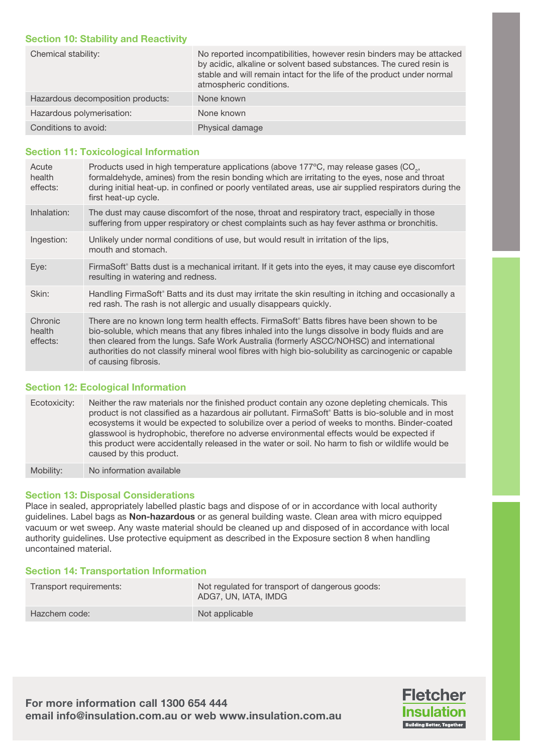## Section 10: Stability and Reactivity

| | |
|---|---|
| Chemical stability: | No reported incompatibilities, however resin binders may be attacked by acidic, alkaline or solvent based substances. The cured resin is stable and will remain intact for the life of the product under normal atmospheric conditions. |
| Hazardous decomposition products: | None known |
| Hazardous polymerisation: | None known |
| Conditions to avoid: | Physical damage |

## Section 11: Toxicological Information

| | |
|---|---|
| Acute health effects: | Products used in high temperature applications (above 177ºC, may release gases ($CO_2$, formaldehyde, amines) from the resin bonding which are irritating to the eyes, nose and throat during initial heat-up. in confined or poorly ventilated areas, use air supplied respirators during the first heat-up cycle. |
| Inhalation: | The dust may cause discomfort of the nose, throat and respiratory tract, especially in those suffering from upper respiratory or chest complaints such as hay fever asthma or bronchitis. |
| Ingestion: | Unlikely under normal conditions of use, but would result in irritation of the lips, mouth and stomach. |
| Eye: | FirmaSoft® Batts dust is a mechanical irritant. If it gets into the eyes, it may cause eye discomfort resulting in watering and redness. |
| Skin: | Handling FirmaSoft® Batts and its dust may irritate the skin resulting in itching and occasionally a red rash. The rash is not allergic and usually disappears quickly. |
| Chronic health effects: | There are no known long term health effects. FirmaSoft® Batts fibres have been shown to be bio-soluble, which means that any fibres inhaled into the lungs dissolve in body fluids and are then cleared from the lungs. Safe Work Australia (formerly ASCC/NOHSC) and international authorities do not classify mineral wool fibres with high bio-solubility as carcinogenic or capable of causing fibrosis. |

## Section 12: Ecological Information

| | |
|---|---|
| Ecotoxicity: | Neither the raw materials nor the finished product contain any ozone depleting chemicals. This product is not classified as a hazardous air pollutant. FirmaSoft® Batts is bio-soluble and in most ecosystems it would be expected to solubilize over a period of weeks to months. Binder-coated glasswool is hydrophobic, therefore no adverse environmental effects would be expected if this product were accidentally released in the water or soil. No harm to fish or wildlife would be caused by this product. |
| Mobility: | No information available |

## Section 13: Disposal Considerations

Place in sealed, appropriately labelled plastic bags and dispose of or in accordance with local authority guidelines. Label bags as **Non-hazardous** or as general building waste. Clean area with micro equipped vacuum or wet sweep. Any waste material should be cleaned up and disposed of in accordance with local authority guidelines. Use protective equipment as described in the Exposure section 8 when handling uncontained material.

## Section 14: Transportation Information

| | |
|---|---|
| Transport requirements: | Not regulated for transport of dangerous goods: ADG7, UN, IATA, IMDG |
| Hazchem code: | Not applicable |

**For more information call 1300 654 444**
**email info@insulation.com.au or web www.insulation.com.au**

Fletcher Insulation
Building Better, Together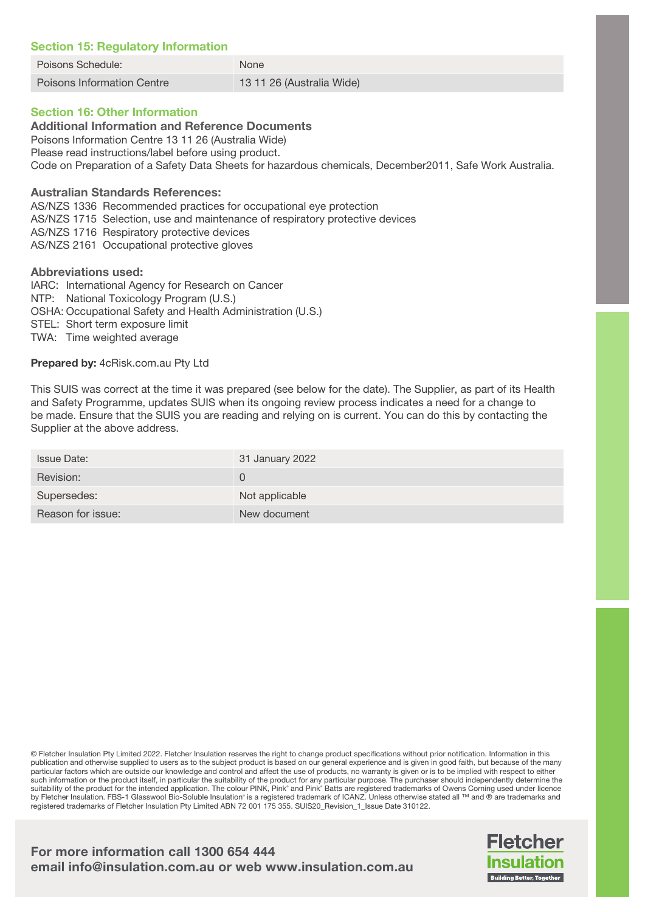## Section 15: Regulatory Information

| | |
|---|---|
| Poisons Schedule: | None |
| Poisons Information Centre | 13 11 26 (Australia Wide) |

## Section 16: Other Information

### Additional Information and Reference Documents

Poisons Information Centre 13 11 26 (Australia Wide)
Please read instructions/label before using product.
Code on Preparation of a Safety Data Sheets for hazardous chemicals, December2011, Safe Work Australia.

### Australian Standards References:

AS/NZS 1336 Recommended practices for occupational eye protection
AS/NZS 1715 Selection, use and maintenance of respiratory protective devices
AS/NZS 1716 Respiratory protective devices
AS/NZS 2161 Occupational protective gloves

### Abbreviations used:

IARC: International Agency for Research on Cancer
NTP: National Toxicology Program (U.S.)
OSHA: Occupational Safety and Health Administration (U.S.)
STEL: Short term exposure limit
TWA: Time weighted average

**Prepared by:** 4cRisk.com.au Pty Ltd

This SUIS was correct at the time it was prepared (see below for the date). The Supplier, as part of its Health and Safety Programme, updates SUIS when its ongoing review process indicates a need for a change to be made. Ensure that the SUIS you are reading and relying on is current. You can do this by contacting the Supplier at the above address.

| | |
|---|---|
| Issue Date: | 31 January 2022 |
| Revision: | 0 |
| Supersedes: | Not applicable |
| Reason for issue: | New document |

© Fletcher Insulation Pty Limited 2022. Fletcher Insulation reserves the right to change product specifications without prior notification. Information in this publication and otherwise supplied to users as to the subject product is based on our general experience and is given in good faith, but because of the many particular factors which are outside our knowledge and control and affect the use of products, no warranty is given or is to be implied with respect to either such information or the product itself, in particular the suitability of the product for any particular purpose. The purchaser should independently determine the suitability of the product for the intended application. The colour PINK, Pink® and Pink® Batts are registered trademarks of Owens Corning used under licence by Fletcher Insulation. FBS-1 Glasswool Bio-Soluble Insulation® is a registered trademark of ICANZ. Unless otherwise stated all ™ and ® are trademarks and registered trademarks of Fletcher Insulation Pty Limited ABN 72 001 175 355. SUIS20_Revision_1_Issue Date 310122.

**For more information call 1300 654 444**
**email info@insulation.com.au or web www.insulation.com.au**

Fletcher Insulation
Building Better, Together